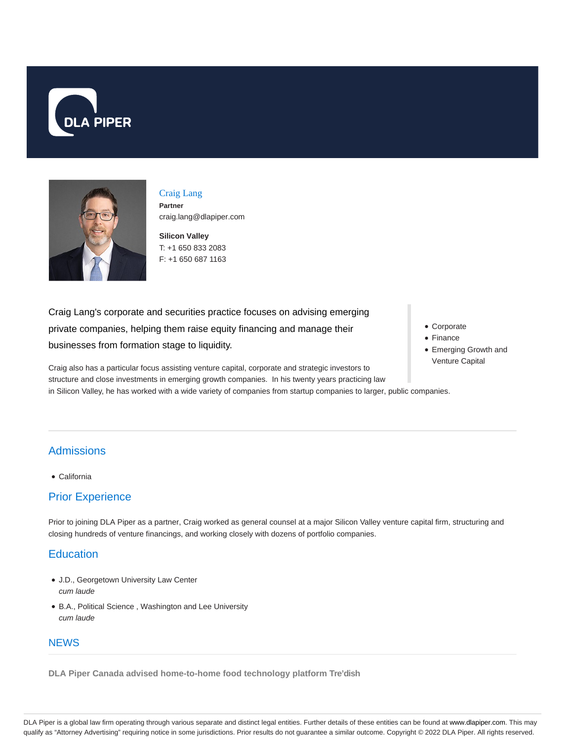DLA PIPER

# Craig Lang

**Partner**
craig.lang@dlapiper.com

**Silicon Valley**
T: +1 650 833 2083
F: +1 650 687 1163

Craig Lang's corporate and securities practice focuses on advising emerging private companies, helping them raise equity financing and manage their businesses from formation stage to liquidity.

- Corporate
- Finance
- Emerging Growth and Venture Capital

Craig also has a particular focus assisting venture capital, corporate and strategic investors to structure and close investments in emerging growth companies. In his twenty years practicing law in Silicon Valley, he has worked with a wide variety of companies from startup companies to larger, public companies.

## Admissions

- California

## Prior Experience

Prior to joining DLA Piper as a partner, Craig worked as general counsel at a major Silicon Valley venture capital firm, structuring and closing hundreds of venture financings, and working closely with dozens of portfolio companies.

## Education

- J.D., Georgetown University Law Center
  *cum laude*
- B.A., Political Science , Washington and Lee University
  *cum laude*

## NEWS

**DLA Piper Canada advised home-to-home food technology platform Tre'dish**

DLA Piper is a global law firm operating through various separate and distinct legal entities. Further details of these entities can be found at www.dlapiper.com. This may qualify as "Attorney Advertising" requiring notice in some jurisdictions. Prior results do not guarantee a similar outcome. Copyright © 2022 DLA Piper. All rights reserved.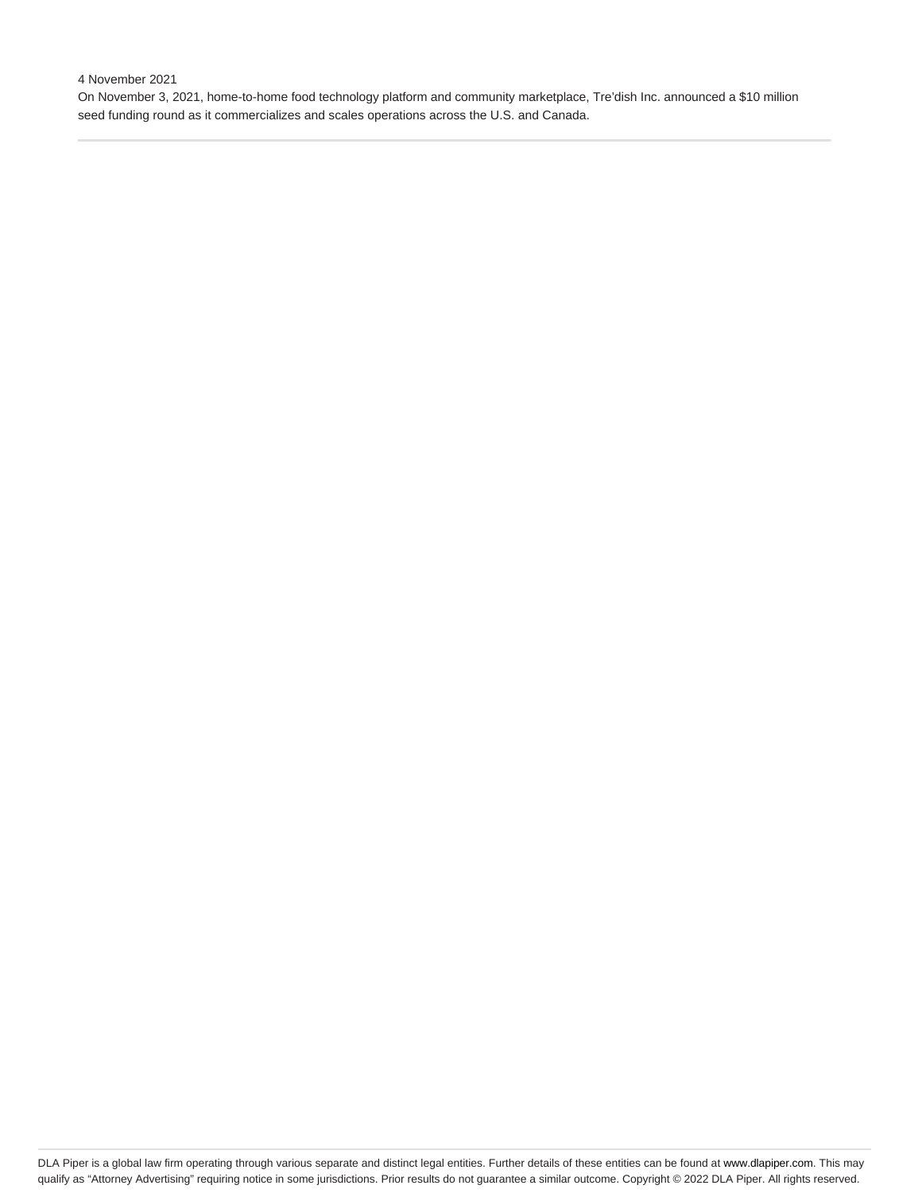4 November 2021

On November 3, 2021, home-to-home food technology platform and community marketplace, Tre'dish Inc. announced a $10 million seed funding round as it commercializes and scales operations across the U.S. and Canada.

---

DLA Piper is a global law firm operating through various separate and distinct legal entities. Further details of these entities can be found at www.dlapiper.com. This may qualify as "Attorney Advertising" requiring notice in some jurisdictions. Prior results do not guarantee a similar outcome. Copyright © 2022 DLA Piper. All rights reserved.